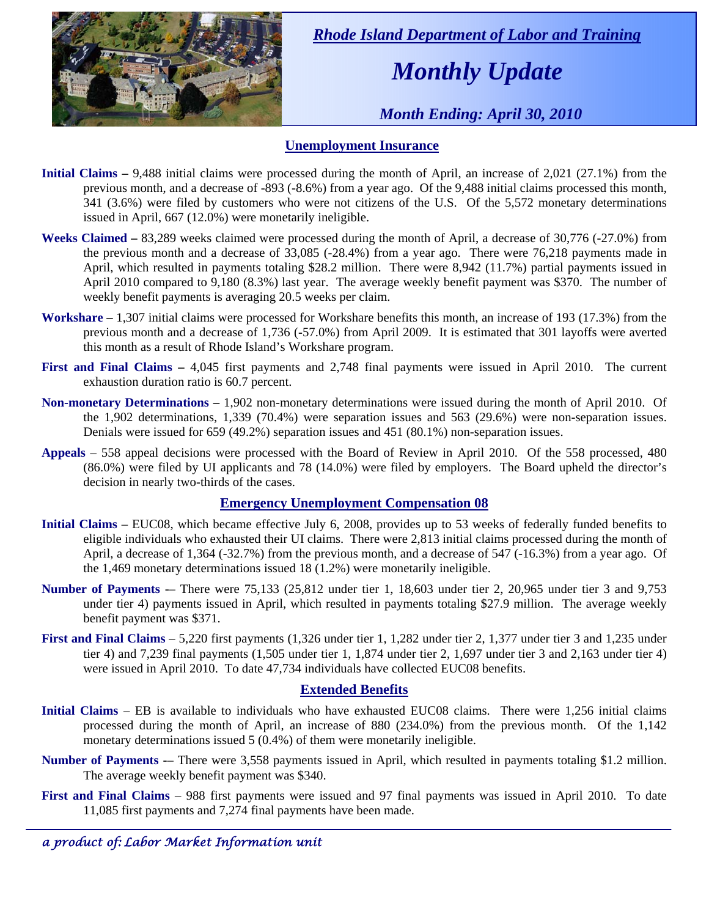*Rhode Island Department of Labor and Training*

# *Monthly Update*

*Month Ending: April 30, 2010*

## Unemployment Insurance

**Initial Claims –** 9,488 initial claims were processed during the month of April, an increase of 2,021 (27.1%) from the previous month, and a decrease of -893 (-8.6%) from a year ago. Of the 9,488 initial claims processed this month, 341 (3.6%) were filed by customers who were not citizens of the U.S. Of the 5,572 monetary determinations issued in April, 667 (12.0%) were monetarily ineligible.

**Weeks Claimed –** 83,289 weeks claimed were processed during the month of April, a decrease of 30,776 (-27.0%) from the previous month and a decrease of 33,085 (-28.4%) from a year ago. There were 76,218 payments made in April, which resulted in payments totaling $28.2 million. There were 8,942 (11.7%) partial payments issued in April 2010 compared to 9,180 (8.3%) last year. The average weekly benefit payment was $370. The number of weekly benefit payments is averaging 20.5 weeks per claim.

**Workshare –** 1,307 initial claims were processed for Workshare benefits this month, an increase of 193 (17.3%) from the previous month and a decrease of 1,736 (-57.0%) from April 2009. It is estimated that 301 layoffs were averted this month as a result of Rhode Island's Workshare program.

**First and Final Claims –** 4,045 first payments and 2,748 final payments were issued in April 2010. The current exhaustion duration ratio is 60.7 percent.

**Non-monetary Determinations –** 1,902 non-monetary determinations were issued during the month of April 2010. Of the 1,902 determinations, 1,339 (70.4%) were separation issues and 563 (29.6%) were non-separation issues. Denials were issued for 659 (49.2%) separation issues and 451 (80.1%) non-separation issues.

**Appeals** – 558 appeal decisions were processed with the Board of Review in April 2010. Of the 558 processed, 480 (86.0%) were filed by UI applicants and 78 (14.0%) were filed by employers. The Board upheld the director's decision in nearly two-thirds of the cases.

## Emergency Unemployment Compensation 08

**Initial Claims** – EUC08, which became effective July 6, 2008, provides up to 53 weeks of federally funded benefits to eligible individuals who exhausted their UI claims. There were 2,813 initial claims processed during the month of April, a decrease of 1,364 (-32.7%) from the previous month, and a decrease of 547 (-16.3%) from a year ago. Of the 1,469 monetary determinations issued 18 (1.2%) were monetarily ineligible.

**Number of Payments** -– There were 75,133 (25,812 under tier 1, 18,603 under tier 2, 20,965 under tier 3 and 9,753 under tier 4) payments issued in April, which resulted in payments totaling $27.9 million. The average weekly benefit payment was $371.

**First and Final Claims** – 5,220 first payments (1,326 under tier 1, 1,282 under tier 2, 1,377 under tier 3 and 1,235 under tier 4) and 7,239 final payments (1,505 under tier 1, 1,874 under tier 2, 1,697 under tier 3 and 2,163 under tier 4) were issued in April 2010. To date 47,734 individuals have collected EUC08 benefits.

## Extended Benefits

**Initial Claims** – EB is available to individuals who have exhausted EUC08 claims. There were 1,256 initial claims processed during the month of April, an increase of 880 (234.0%) from the previous month. Of the 1,142 monetary determinations issued 5 (0.4%) of them were monetarily ineligible.

**Number of Payments** -– There were 3,558 payments issued in April, which resulted in payments totaling $1.2 million. The average weekly benefit payment was $340.

**First and Final Claims** – 988 first payments were issued and 97 final payments was issued in April 2010. To date 11,085 first payments and 7,274 final payments have been made.

*a product of: Labor Market Information unit*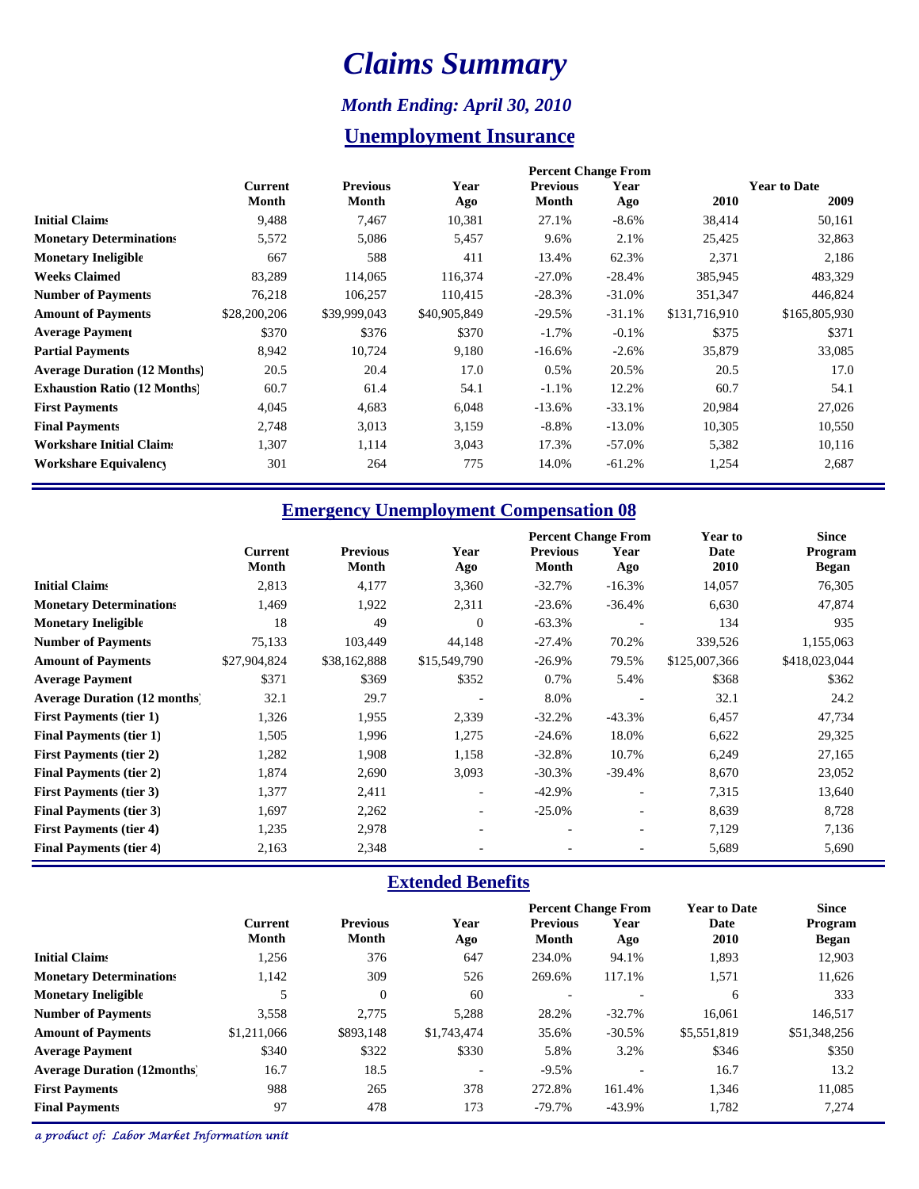# Claims Summary

### *Month Ending: April 30, 2010*

## Unemployment Insurance

| | Current Month | Previous Month | Year Ago | Percent Change From Previous Month | Percent Change From Year Ago | Year to Date 2010 | Year to Date 2009 |
|---|---|---|---|---|---|---|---|
| **Initial Claims** | 9,488 | 7,467 | 10,381 | 27.1% | -8.6% | 38,414 | 50,161 |
| **Monetary Determinations** | 5,572 | 5,086 | 5,457 | 9.6% | 2.1% | 25,425 | 32,863 |
| **Monetary Ineligible** | 667 | 588 | 411 | 13.4% | 62.3% | 2,371 | 2,186 |
| **Weeks Claimed** | 83,289 | 114,065 | 116,374 | -27.0% | -28.4% | 385,945 | 483,329 |
| **Number of Payments** | 76,218 | 106,257 | 110,415 | -28.3% | -31.0% | 351,347 | 446,824 |
| **Amount of Payments** | $28,200,206 | $39,999,043 | $40,905,849 | -29.5% | -31.1% | $131,716,910 | $165,805,930 |
| **Average Payment** | $370 | $376 | $370 | -1.7% | -0.1% | $375 | $371 |
| **Partial Payments** | 8,942 | 10,724 | 9,180 | -16.6% | -2.6% | 35,879 | 33,085 |
| **Average Duration (12 Months)** | 20.5 | 20.4 | 17.0 | 0.5% | 20.5% | 20.5 | 17.0 |
| **Exhaustion Ratio (12 Months)** | 60.7 | 61.4 | 54.1 | -1.1% | 12.2% | 60.7 | 54.1 |
| **First Payments** | 4,045 | 4,683 | 6,048 | -13.6% | -33.1% | 20,984 | 27,026 |
| **Final Payments** | 2,748 | 3,013 | 3,159 | -8.8% | -13.0% | 10,305 | 10,550 |
| **Workshare Initial Claims** | 1,307 | 1,114 | 3,043 | 17.3% | -57.0% | 5,382 | 10,116 |
| **Workshare Equivalency** | 301 | 264 | 775 | 14.0% | -61.2% | 1,254 | 2,687 |

## Emergency Unemployment Compensation 08

| | Current Month | Previous Month | Year Ago | Percent Change From Previous Month | Percent Change From Year Ago | Year to Date 2010 | Since Program Began |
|---|---|---|---|---|---|---|---|
| **Initial Claims** | 2,813 | 4,177 | 3,360 | -32.7% | -16.3% | 14,057 | 76,305 |
| **Monetary Determinations** | 1,469 | 1,922 | 2,311 | -23.6% | -36.4% | 6,630 | 47,874 |
| **Monetary Ineligible** | 18 | 49 | 0 | -63.3% | - | 134 | 935 |
| **Number of Payments** | 75,133 | 103,449 | 44,148 | -27.4% | 70.2% | 339,526 | 1,155,063 |
| **Amount of Payments** | $27,904,824 | $38,162,888 | $15,549,790 | -26.9% | 79.5% | $125,007,366 | $418,023,044 |
| **Average Payment** | $371 | $369 | $352 | 0.7% | 5.4% | $368 | $362 |
| **Average Duration (12 months)** | 32.1 | 29.7 | - | 8.0% | - | 32.1 | 24.2 |
| **First Payments (tier 1)** | 1,326 | 1,955 | 2,339 | -32.2% | -43.3% | 6,457 | 47,734 |
| **Final Payments (tier 1)** | 1,505 | 1,996 | 1,275 | -24.6% | 18.0% | 6,622 | 29,325 |
| **First Payments (tier 2)** | 1,282 | 1,908 | 1,158 | -32.8% | 10.7% | 6,249 | 27,165 |
| **Final Payments (tier 2)** | 1,874 | 2,690 | 3,093 | -30.3% | -39.4% | 8,670 | 23,052 |
| **First Payments (tier 3)** | 1,377 | 2,411 | - | -42.9% | - | 7,315 | 13,640 |
| **Final Payments (tier 3)** | 1,697 | 2,262 | - | -25.0% | - | 8,639 | 8,728 |
| **First Payments (tier 4)** | 1,235 | 2,978 | - | - | - | 7,129 | 7,136 |
| **Final Payments (tier 4)** | 2,163 | 2,348 | - | - | - | 5,689 | 5,690 |

## Extended Benefits

| | Current Month | Previous Month | Year Ago | Percent Change From Previous Month | Percent Change From Year Ago | Year to Date 2010 | Since Program Began |
|---|---|---|---|---|---|---|---|
| **Initial Claims** | 1,256 | 376 | 647 | 234.0% | 94.1% | 1,893 | 12,903 |
| **Monetary Determinations** | 1,142 | 309 | 526 | 269.6% | 117.1% | 1,571 | 11,626 |
| **Monetary Ineligible** | 5 | 0 | 60 | - | - | 6 | 333 |
| **Number of Payments** | 3,558 | 2,775 | 5,288 | 28.2% | -32.7% | 16,061 | 146,517 |
| **Amount of Payments** | $1,211,066 | $893,148 | $1,743,474 | 35.6% | -30.5% | $5,551,819 | $51,348,256 |
| **Average Payment** | $340 | $322 | $330 | 5.8% | 3.2% | $346 | $350 |
| **Average Duration (12months)** | 16.7 | 18.5 | - | -9.5% | - | 16.7 | 13.2 |
| **First Payments** | 988 | 265 | 378 | 272.8% | 161.4% | 1,346 | 11,085 |
| **Final Payments** | 97 | 478 | 173 | -79.7% | -43.9% | 1,782 | 7,274 |

*a product of: Labor Market Information unit*